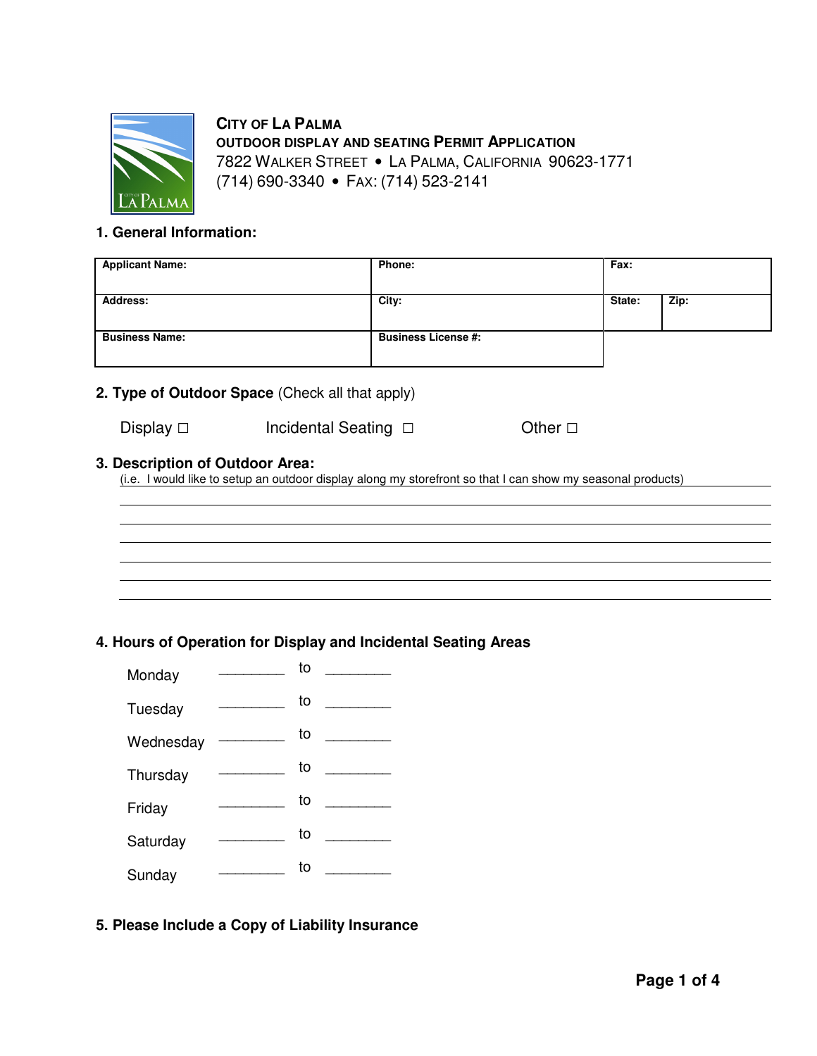**City of La Palma**
**Outdoor Display and Seating Permit Application**
7822 Walker Street • La Palma, California 90623-1771
(714) 690-3340 • Fax: (714) 523-2141

## 1. General Information:

| Applicant Name: | Phone: | Fax: | |
|---|---|---|---|
| Address: | City: | State: | Zip: |
| Business Name: | Business License #: | | |

## 2. Type of Outdoor Space (Check all that apply)

Display ☐ Incidental Seating ☐ Other ☐

## 3. Description of Outdoor Area:

(i.e. I would like to setup an outdoor display along my storefront so that I can show my seasonal products)

______________________________________________

______________________________________________

______________________________________________

______________________________________________

______________________________________________

______________________________________________

## 4. Hours of Operation for Display and Incidental Seating Areas

Monday ________ to ________

Tuesday ________ to ________

Wednesday ________ to ________

Thursday ________ to ________

Friday ________ to ________

Saturday ________ to ________

Sunday ________ to ________

## 5. Please Include a Copy of Liability Insurance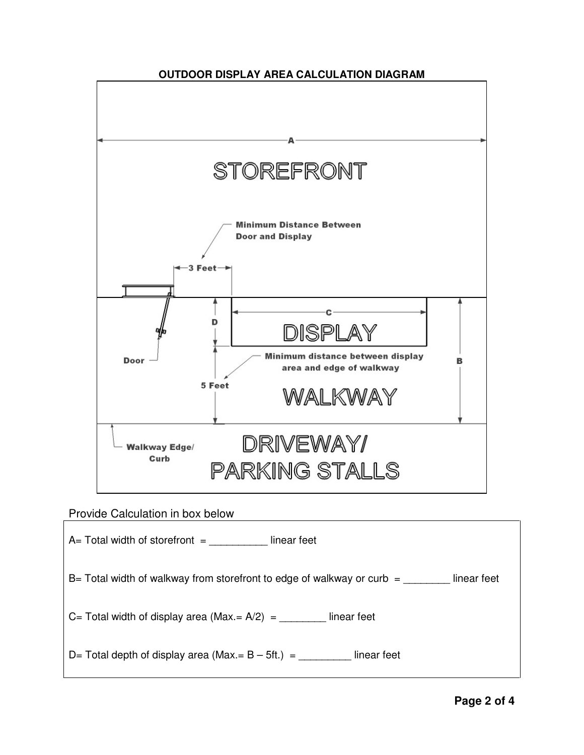**OUTDOOR DISPLAY AREA CALCULATION DIAGRAM**

A

STOREFRONT

Minimum Distance Between Door and Display

3 Feet

D

C

DISPLAY

Door

Minimum distance between display area and edge of walkway

5 Feet

WALKWAY

B

Walkway Edge/ Curb

DRIVEWAY/ PARKING STALLS

Provide Calculation in box below

A= Total width of storefront = __________ linear feet

B= Total width of walkway from storefront to edge of walkway or curb = ________ linear feet

C= Total width of display area (Max.= A/2) = ________ linear feet

D= Total depth of display area (Max.= B – 5ft.) = _________ linear feet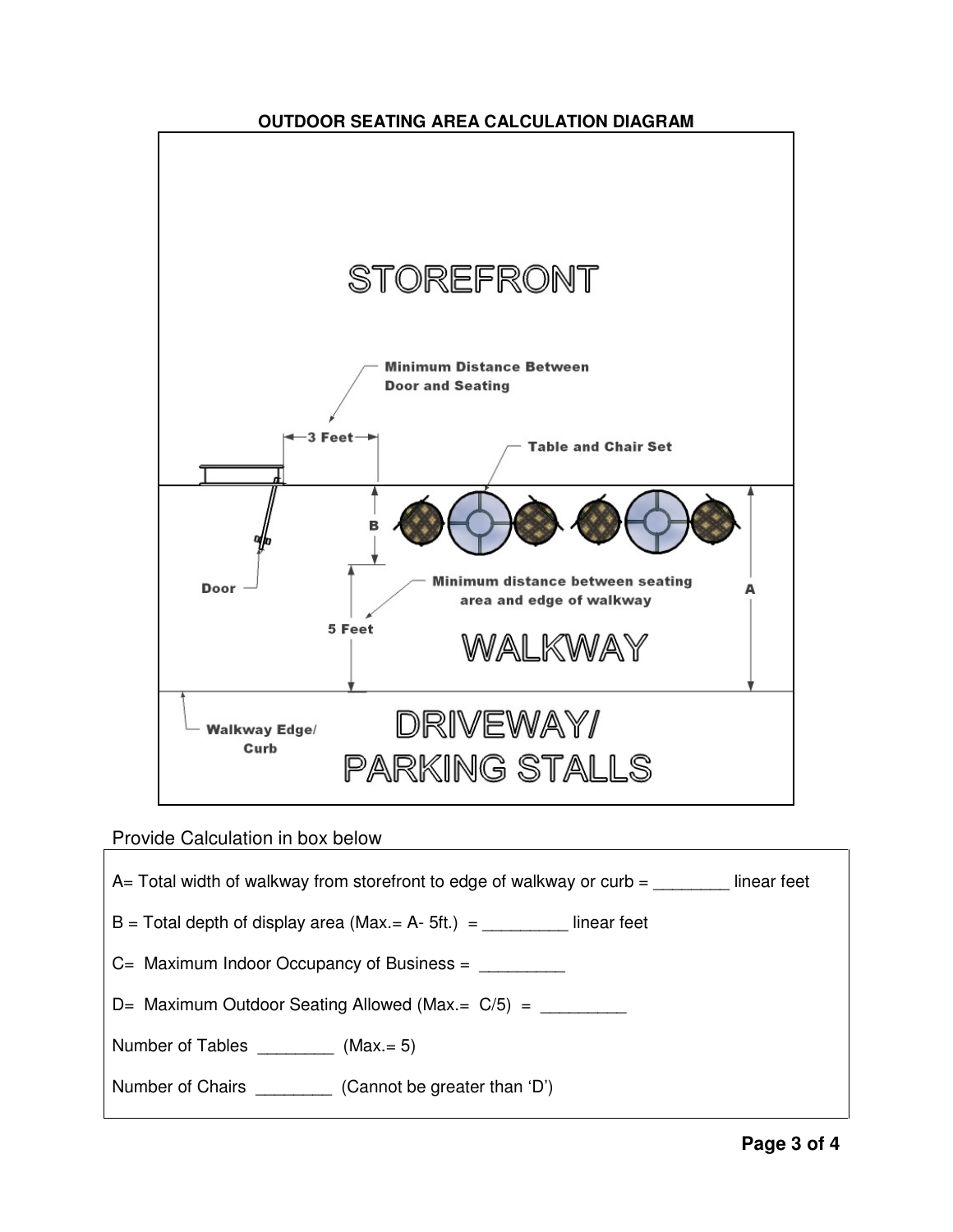**OUTDOOR SEATING AREA CALCULATION DIAGRAM**

STOREFRONT

Minimum Distance Between Door and Seating

3 Feet

Table and Chair Set

Door

B

Minimum distance between seating area and edge of walkway

A

5 Feet

WALKWAY

Walkway Edge/ Curb

DRIVEWAY/ PARKING STALLS

Provide Calculation in box below

A= Total width of walkway from storefront to edge of walkway or curb = ________ linear feet

B = Total depth of display area (Max.= A- 5ft.) = _________ linear feet

C= Maximum Indoor Occupancy of Business = _________

D= Maximum Outdoor Seating Allowed (Max.= C/5) = _________

Number of Tables ________ (Max.= 5)

Number of Chairs ________ (Cannot be greater than 'D')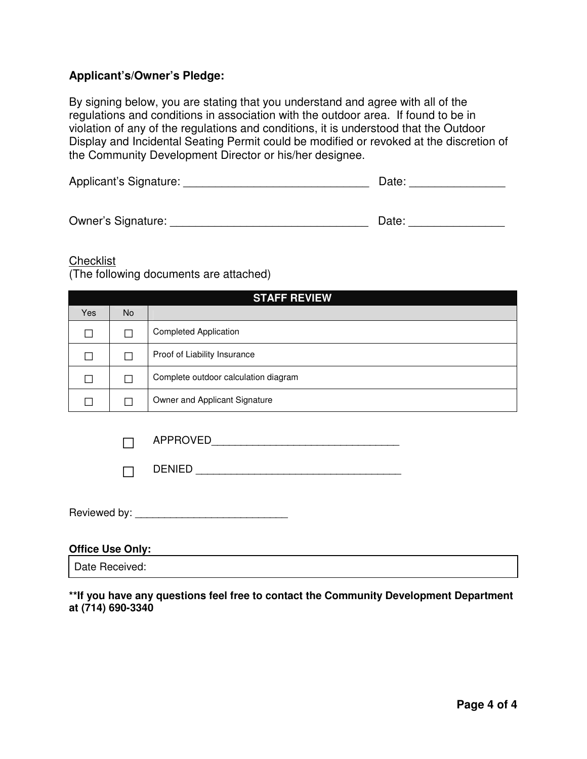**Applicant's/Owner's Pledge:**

By signing below, you are stating that you understand and agree with all of the regulations and conditions in association with the outdoor area. If found to be in violation of any of the regulations and conditions, it is understood that the Outdoor Display and Incidental Seating Permit could be modified or revoked at the discretion of the Community Development Director or his/her designee.

Applicant's Signature: ______________________________ Date: _______________

Owner's Signature: ________________________________ Date: _______________

Checklist
(The following documents are attached)

| **STAFF REVIEW** | | |
|---|---|---|
| Yes | No | |
| ☐ | ☐ | Completed Application |
| ☐ | ☐ | Proof of Liability Insurance |
| ☐ | ☐ | Complete outdoor calculation diagram |
| ☐ | ☐ | Owner and Applicant Signature |

☐ APPROVED________________________________

☐ DENIED __________________________________

Reviewed by: ___________________________

**Office Use Only:**

| |
|---|
| Date Received: |

**\*\*If you have any questions feel free to contact the Community Development Department at (714) 690-3340**